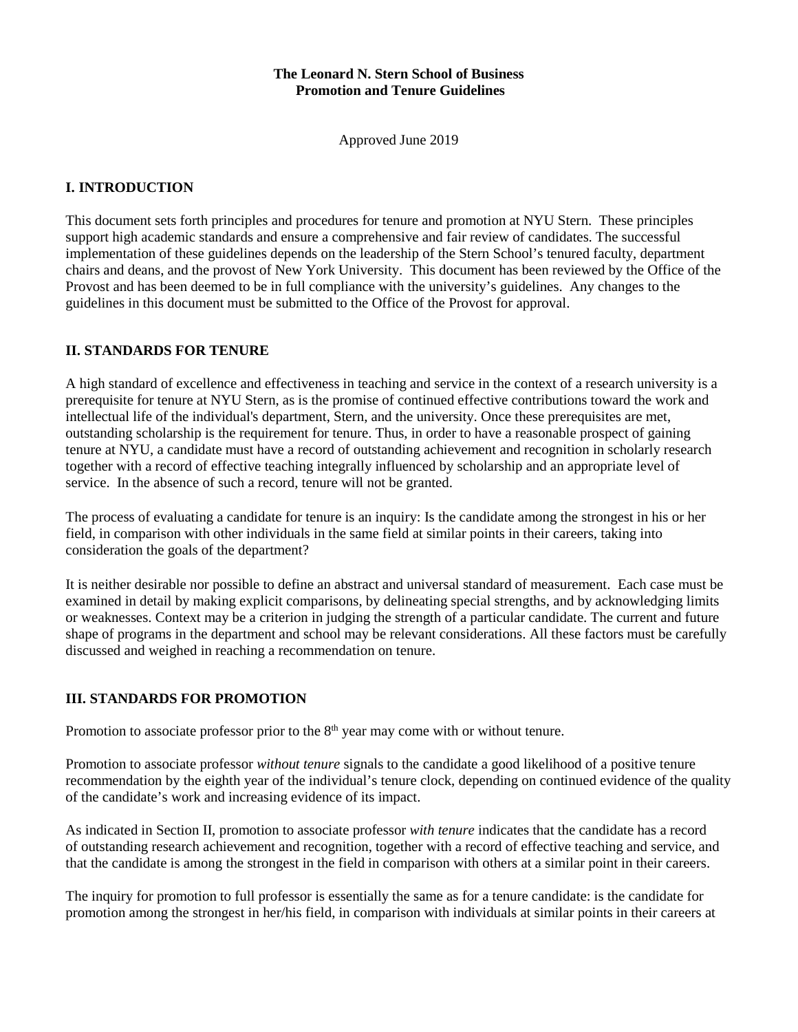**The Leonard N. Stern School of Business**
**Promotion and Tenure Guidelines**

Approved June 2019

## I. INTRODUCTION

This document sets forth principles and procedures for tenure and promotion at NYU Stern. These principles support high academic standards and ensure a comprehensive and fair review of candidates. The successful implementation of these guidelines depends on the leadership of the Stern School's tenured faculty, department chairs and deans, and the provost of New York University. This document has been reviewed by the Office of the Provost and has been deemed to be in full compliance with the university's guidelines. Any changes to the guidelines in this document must be submitted to the Office of the Provost for approval.

## II. STANDARDS FOR TENURE

A high standard of excellence and effectiveness in teaching and service in the context of a research university is a prerequisite for tenure at NYU Stern, as is the promise of continued effective contributions toward the work and intellectual life of the individual's department, Stern, and the university. Once these prerequisites are met, outstanding scholarship is the requirement for tenure. Thus, in order to have a reasonable prospect of gaining tenure at NYU, a candidate must have a record of outstanding achievement and recognition in scholarly research together with a record of effective teaching integrally influenced by scholarship and an appropriate level of service. In the absence of such a record, tenure will not be granted.

The process of evaluating a candidate for tenure is an inquiry: Is the candidate among the strongest in his or her field, in comparison with other individuals in the same field at similar points in their careers, taking into consideration the goals of the department?

It is neither desirable nor possible to define an abstract and universal standard of measurement. Each case must be examined in detail by making explicit comparisons, by delineating special strengths, and by acknowledging limits or weaknesses. Context may be a criterion in judging the strength of a particular candidate. The current and future shape of programs in the department and school may be relevant considerations. All these factors must be carefully discussed and weighed in reaching a recommendation on tenure.

## III. STANDARDS FOR PROMOTION

Promotion to associate professor prior to the 8th year may come with or without tenure.

Promotion to associate professor *without tenure* signals to the candidate a good likelihood of a positive tenure recommendation by the eighth year of the individual's tenure clock, depending on continued evidence of the quality of the candidate's work and increasing evidence of its impact.

As indicated in Section II, promotion to associate professor *with tenure* indicates that the candidate has a record of outstanding research achievement and recognition, together with a record of effective teaching and service, and that the candidate is among the strongest in the field in comparison with others at a similar point in their careers.

The inquiry for promotion to full professor is essentially the same as for a tenure candidate: is the candidate for promotion among the strongest in her/his field, in comparison with individuals at similar points in their careers at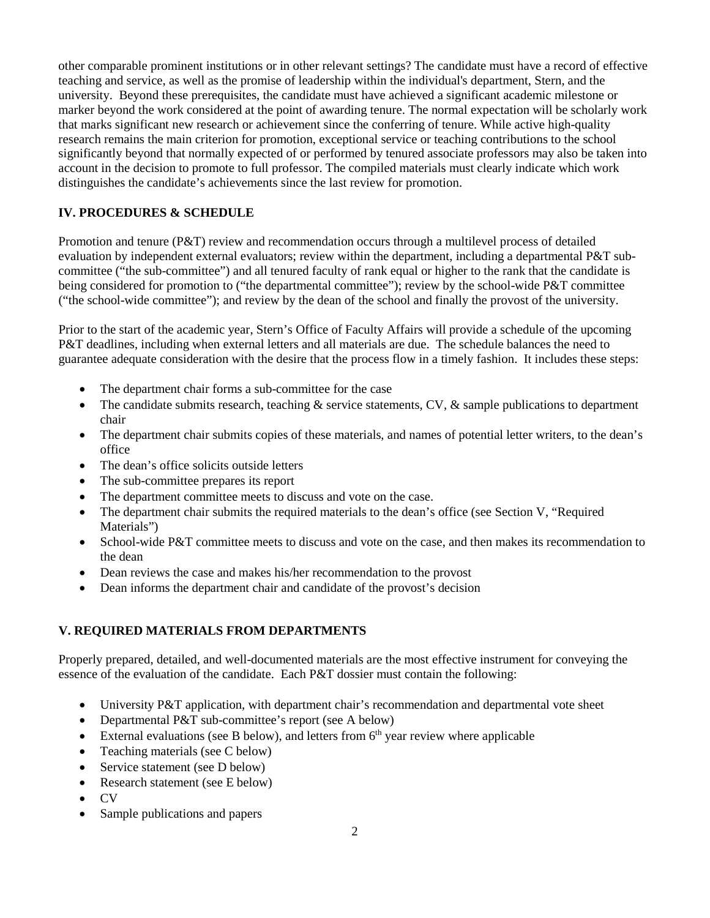other comparable prominent institutions or in other relevant settings? The candidate must have a record of effective teaching and service, as well as the promise of leadership within the individual's department, Stern, and the university. Beyond these prerequisites, the candidate must have achieved a significant academic milestone or marker beyond the work considered at the point of awarding tenure. The normal expectation will be scholarly work that marks significant new research or achievement since the conferring of tenure. While active high-quality research remains the main criterion for promotion, exceptional service or teaching contributions to the school significantly beyond that normally expected of or performed by tenured associate professors may also be taken into account in the decision to promote to full professor. The compiled materials must clearly indicate which work distinguishes the candidate's achievements since the last review for promotion.

## IV. PROCEDURES & SCHEDULE

Promotion and tenure (P&T) review and recommendation occurs through a multilevel process of detailed evaluation by independent external evaluators; review within the department, including a departmental P&T sub-committee ("the sub-committee") and all tenured faculty of rank equal or higher to the rank that the candidate is being considered for promotion to ("the departmental committee"); review by the school-wide P&T committee ("the school-wide committee"); and review by the dean of the school and finally the provost of the university.

Prior to the start of the academic year, Stern's Office of Faculty Affairs will provide a schedule of the upcoming P&T deadlines, including when external letters and all materials are due. The schedule balances the need to guarantee adequate consideration with the desire that the process flow in a timely fashion. It includes these steps:

- The department chair forms a sub-committee for the case
- The candidate submits research, teaching & service statements, CV, & sample publications to department chair
- The department chair submits copies of these materials, and names of potential letter writers, to the dean's office
- The dean's office solicits outside letters
- The sub-committee prepares its report
- The department committee meets to discuss and vote on the case.
- The department chair submits the required materials to the dean's office (see Section V, "Required Materials")
- School-wide P&T committee meets to discuss and vote on the case, and then makes its recommendation to the dean
- Dean reviews the case and makes his/her recommendation to the provost
- Dean informs the department chair and candidate of the provost's decision

## V. REQUIRED MATERIALS FROM DEPARTMENTS

Properly prepared, detailed, and well-documented materials are the most effective instrument for conveying the essence of the evaluation of the candidate. Each P&T dossier must contain the following:

- University P&T application, with department chair's recommendation and departmental vote sheet
- Departmental P&T sub-committee's report (see A below)
- External evaluations (see B below), and letters from 6th year review where applicable
- Teaching materials (see C below)
- Service statement (see D below)
- Research statement (see E below)
- CV
- Sample publications and papers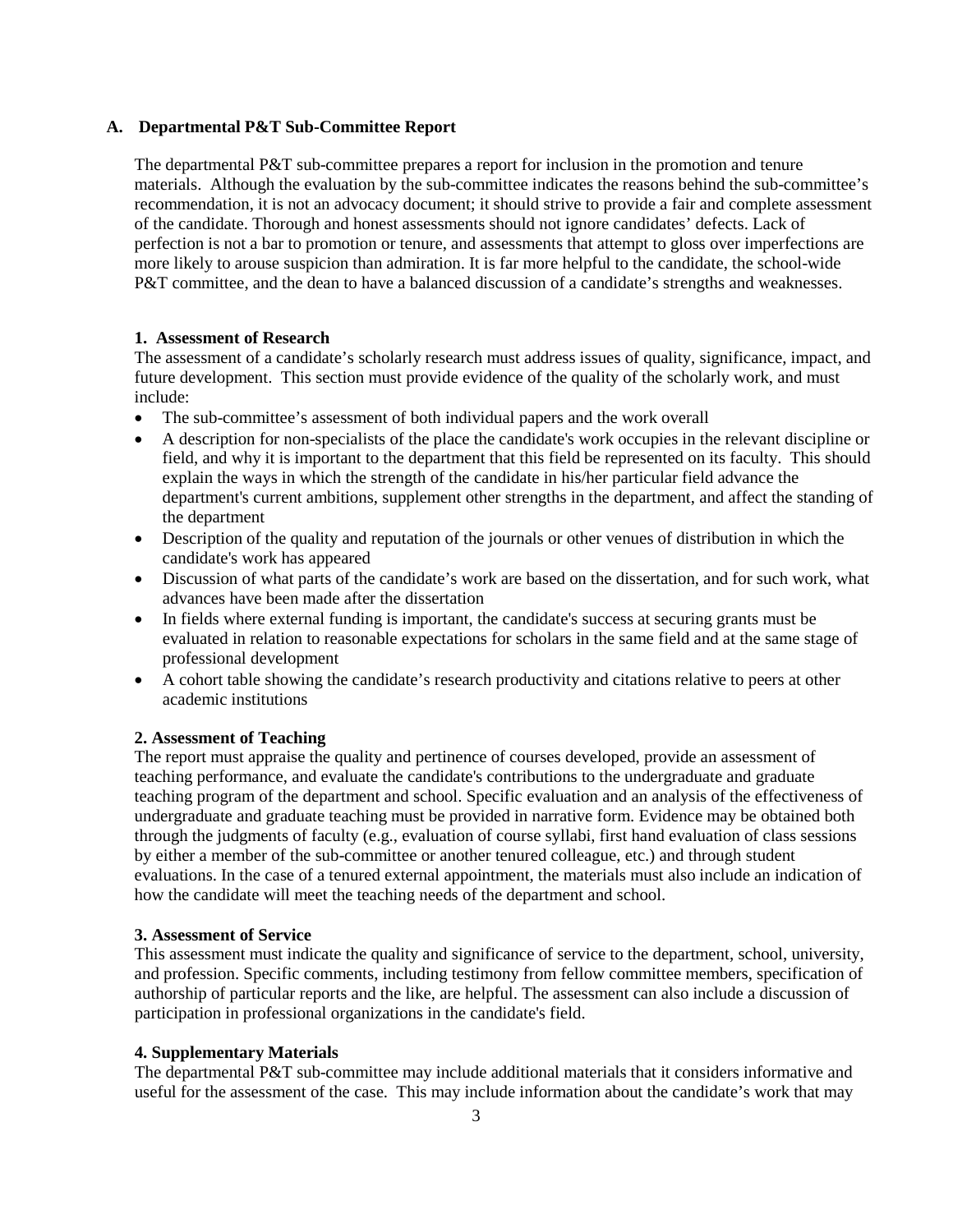## A. Departmental P&T Sub-Committee Report

The departmental P&T sub-committee prepares a report for inclusion in the promotion and tenure materials. Although the evaluation by the sub-committee indicates the reasons behind the sub-committee's recommendation, it is not an advocacy document; it should strive to provide a fair and complete assessment of the candidate. Thorough and honest assessments should not ignore candidates' defects. Lack of perfection is not a bar to promotion or tenure, and assessments that attempt to gloss over imperfections are more likely to arouse suspicion than admiration. It is far more helpful to the candidate, the school-wide P&T committee, and the dean to have a balanced discussion of a candidate's strengths and weaknesses.

### 1. Assessment of Research

The assessment of a candidate's scholarly research must address issues of quality, significance, impact, and future development. This section must provide evidence of the quality of the scholarly work, and must include:

- The sub-committee's assessment of both individual papers and the work overall
- A description for non-specialists of the place the candidate's work occupies in the relevant discipline or field, and why it is important to the department that this field be represented on its faculty. This should explain the ways in which the strength of the candidate in his/her particular field advance the department's current ambitions, supplement other strengths in the department, and affect the standing of the department
- Description of the quality and reputation of the journals or other venues of distribution in which the candidate's work has appeared
- Discussion of what parts of the candidate's work are based on the dissertation, and for such work, what advances have been made after the dissertation
- In fields where external funding is important, the candidate's success at securing grants must be evaluated in relation to reasonable expectations for scholars in the same field and at the same stage of professional development
- A cohort table showing the candidate's research productivity and citations relative to peers at other academic institutions

### 2. Assessment of Teaching

The report must appraise the quality and pertinence of courses developed, provide an assessment of teaching performance, and evaluate the candidate's contributions to the undergraduate and graduate teaching program of the department and school. Specific evaluation and an analysis of the effectiveness of undergraduate and graduate teaching must be provided in narrative form. Evidence may be obtained both through the judgments of faculty (e.g., evaluation of course syllabi, first hand evaluation of class sessions by either a member of the sub-committee or another tenured colleague, etc.) and through student evaluations. In the case of a tenured external appointment, the materials must also include an indication of how the candidate will meet the teaching needs of the department and school.

### 3. Assessment of Service

This assessment must indicate the quality and significance of service to the department, school, university, and profession. Specific comments, including testimony from fellow committee members, specification of authorship of particular reports and the like, are helpful. The assessment can also include a discussion of participation in professional organizations in the candidate's field.

### 4. Supplementary Materials

The departmental P&T sub-committee may include additional materials that it considers informative and useful for the assessment of the case. This may include information about the candidate's work that may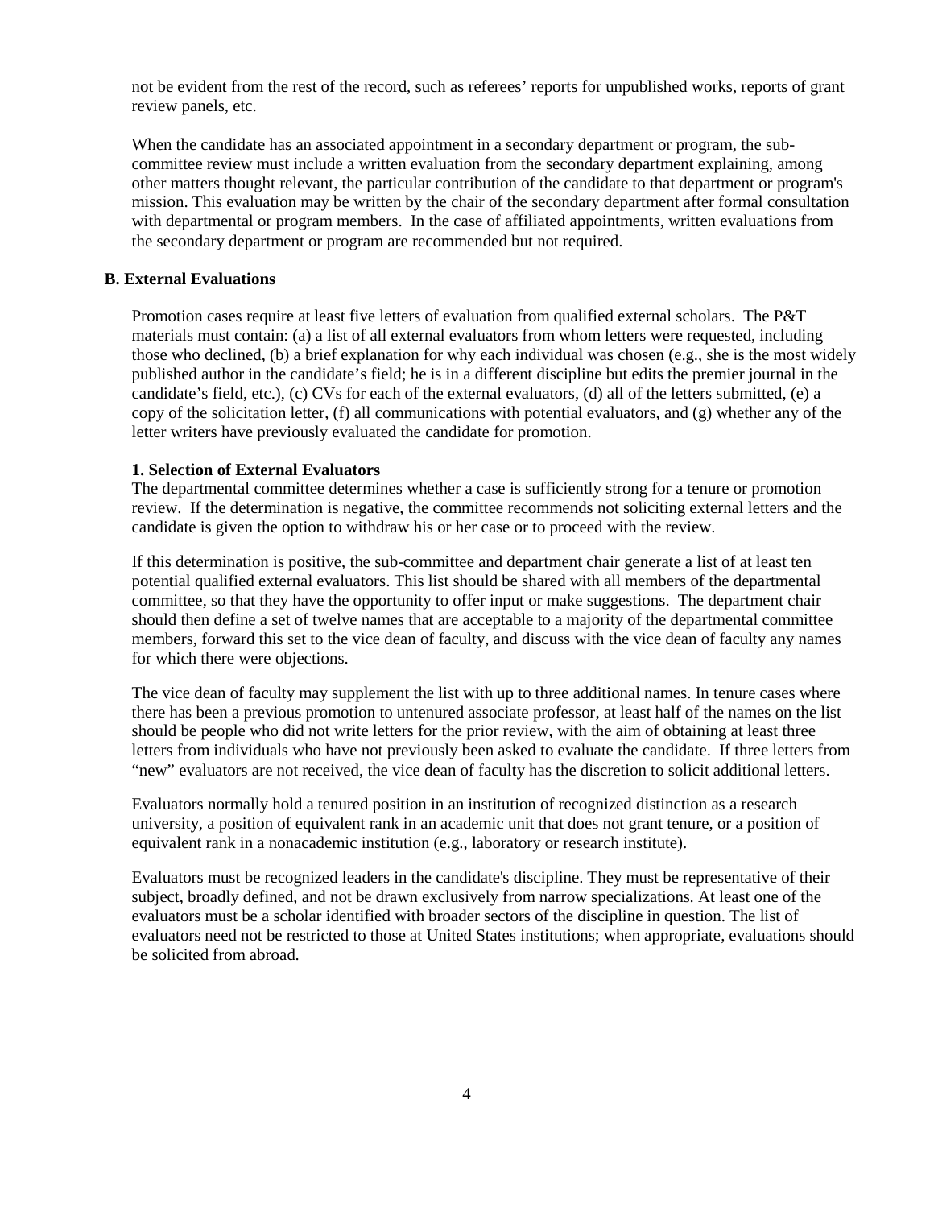not be evident from the rest of the record, such as referees' reports for unpublished works, reports of grant review panels, etc.

When the candidate has an associated appointment in a secondary department or program, the sub-committee review must include a written evaluation from the secondary department explaining, among other matters thought relevant, the particular contribution of the candidate to that department or program's mission. This evaluation may be written by the chair of the secondary department after formal consultation with departmental or program members. In the case of affiliated appointments, written evaluations from the secondary department or program are recommended but not required.

### B. External Evaluations

Promotion cases require at least five letters of evaluation from qualified external scholars. The P&T materials must contain: (a) a list of all external evaluators from whom letters were requested, including those who declined, (b) a brief explanation for why each individual was chosen (e.g., she is the most widely published author in the candidate's field; he is in a different discipline but edits the premier journal in the candidate's field, etc.), (c) CVs for each of the external evaluators, (d) all of the letters submitted, (e) a copy of the solicitation letter, (f) all communications with potential evaluators, and (g) whether any of the letter writers have previously evaluated the candidate for promotion.

#### 1. Selection of External Evaluators

The departmental committee determines whether a case is sufficiently strong for a tenure or promotion review. If the determination is negative, the committee recommends not soliciting external letters and the candidate is given the option to withdraw his or her case or to proceed with the review.

If this determination is positive, the sub-committee and department chair generate a list of at least ten potential qualified external evaluators. This list should be shared with all members of the departmental committee, so that they have the opportunity to offer input or make suggestions. The department chair should then define a set of twelve names that are acceptable to a majority of the departmental committee members, forward this set to the vice dean of faculty, and discuss with the vice dean of faculty any names for which there were objections.

The vice dean of faculty may supplement the list with up to three additional names. In tenure cases where there has been a previous promotion to untenured associate professor, at least half of the names on the list should be people who did not write letters for the prior review, with the aim of obtaining at least three letters from individuals who have not previously been asked to evaluate the candidate. If three letters from "new" evaluators are not received, the vice dean of faculty has the discretion to solicit additional letters.

Evaluators normally hold a tenured position in an institution of recognized distinction as a research university, a position of equivalent rank in an academic unit that does not grant tenure, or a position of equivalent rank in a nonacademic institution (e.g., laboratory or research institute).

Evaluators must be recognized leaders in the candidate's discipline. They must be representative of their subject, broadly defined, and not be drawn exclusively from narrow specializations. At least one of the evaluators must be a scholar identified with broader sectors of the discipline in question. The list of evaluators need not be restricted to those at United States institutions; when appropriate, evaluations should be solicited from abroad.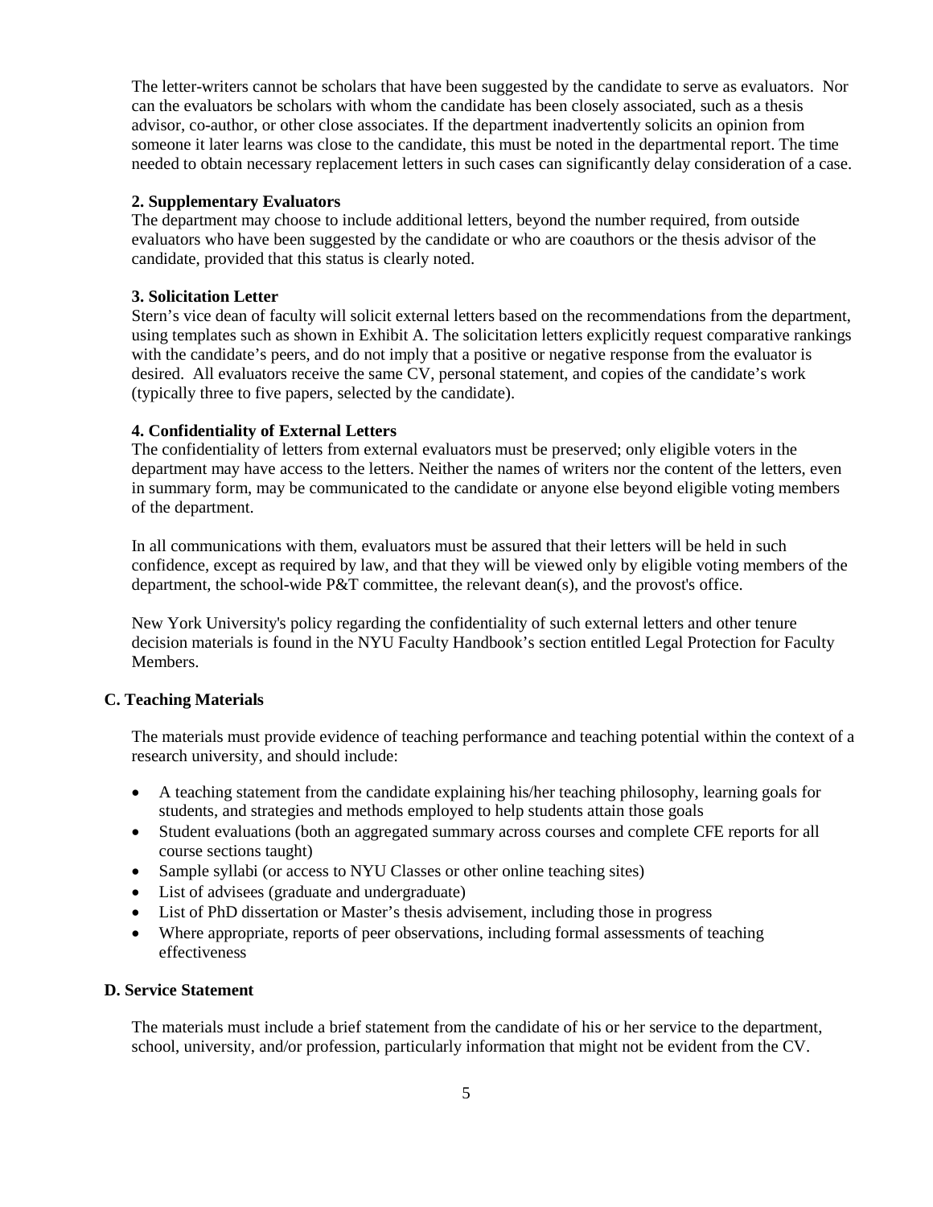The letter-writers cannot be scholars that have been suggested by the candidate to serve as evaluators. Nor can the evaluators be scholars with whom the candidate has been closely associated, such as a thesis advisor, co-author, or other close associates. If the department inadvertently solicits an opinion from someone it later learns was close to the candidate, this must be noted in the departmental report. The time needed to obtain necessary replacement letters in such cases can significantly delay consideration of a case.

**2. Supplementary Evaluators**

The department may choose to include additional letters, beyond the number required, from outside evaluators who have been suggested by the candidate or who are coauthors or the thesis advisor of the candidate, provided that this status is clearly noted.

**3. Solicitation Letter**

Stern's vice dean of faculty will solicit external letters based on the recommendations from the department, using templates such as shown in Exhibit A. The solicitation letters explicitly request comparative rankings with the candidate's peers, and do not imply that a positive or negative response from the evaluator is desired. All evaluators receive the same CV, personal statement, and copies of the candidate's work (typically three to five papers, selected by the candidate).

**4. Confidentiality of External Letters**

The confidentiality of letters from external evaluators must be preserved; only eligible voters in the department may have access to the letters. Neither the names of writers nor the content of the letters, even in summary form, may be communicated to the candidate or anyone else beyond eligible voting members of the department.

In all communications with them, evaluators must be assured that their letters will be held in such confidence, except as required by law, and that they will be viewed only by eligible voting members of the department, the school-wide P&T committee, the relevant dean(s), and the provost's office.

New York University's policy regarding the confidentiality of such external letters and other tenure decision materials is found in the NYU Faculty Handbook's section entitled Legal Protection for Faculty Members.

### C. Teaching Materials

The materials must provide evidence of teaching performance and teaching potential within the context of a research university, and should include:

- A teaching statement from the candidate explaining his/her teaching philosophy, learning goals for students, and strategies and methods employed to help students attain those goals
- Student evaluations (both an aggregated summary across courses and complete CFE reports for all course sections taught)
- Sample syllabi (or access to NYU Classes or other online teaching sites)
- List of advisees (graduate and undergraduate)
- List of PhD dissertation or Master's thesis advisement, including those in progress
- Where appropriate, reports of peer observations, including formal assessments of teaching effectiveness

### D. Service Statement

The materials must include a brief statement from the candidate of his or her service to the department, school, university, and/or profession, particularly information that might not be evident from the CV.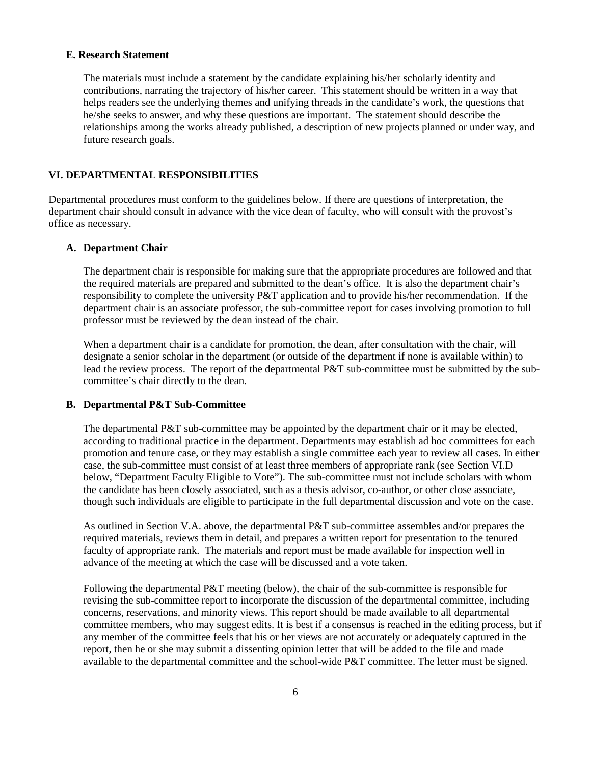### E. Research Statement

The materials must include a statement by the candidate explaining his/her scholarly identity and contributions, narrating the trajectory of his/her career. This statement should be written in a way that helps readers see the underlying themes and unifying threads in the candidate's work, the questions that he/she seeks to answer, and why these questions are important. The statement should describe the relationships among the works already published, a description of new projects planned or under way, and future research goals.

## VI. DEPARTMENTAL RESPONSIBILITIES

Departmental procedures must conform to the guidelines below. If there are questions of interpretation, the department chair should consult in advance with the vice dean of faculty, who will consult with the provost's office as necessary.

### A. Department Chair

The department chair is responsible for making sure that the appropriate procedures are followed and that the required materials are prepared and submitted to the dean's office. It is also the department chair's responsibility to complete the university P&T application and to provide his/her recommendation. If the department chair is an associate professor, the sub-committee report for cases involving promotion to full professor must be reviewed by the dean instead of the chair.

When a department chair is a candidate for promotion, the dean, after consultation with the chair, will designate a senior scholar in the department (or outside of the department if none is available within) to lead the review process. The report of the departmental P&T sub-committee must be submitted by the sub-committee's chair directly to the dean.

### B. Departmental P&T Sub-Committee

The departmental P&T sub-committee may be appointed by the department chair or it may be elected, according to traditional practice in the department. Departments may establish ad hoc committees for each promotion and tenure case, or they may establish a single committee each year to review all cases. In either case, the sub-committee must consist of at least three members of appropriate rank (see Section VI.D below, "Department Faculty Eligible to Vote"). The sub-committee must not include scholars with whom the candidate has been closely associated, such as a thesis advisor, co-author, or other close associate, though such individuals are eligible to participate in the full departmental discussion and vote on the case.

As outlined in Section V.A. above, the departmental P&T sub-committee assembles and/or prepares the required materials, reviews them in detail, and prepares a written report for presentation to the tenured faculty of appropriate rank. The materials and report must be made available for inspection well in advance of the meeting at which the case will be discussed and a vote taken.

Following the departmental P&T meeting (below), the chair of the sub-committee is responsible for revising the sub-committee report to incorporate the discussion of the departmental committee, including concerns, reservations, and minority views. This report should be made available to all departmental committee members, who may suggest edits. It is best if a consensus is reached in the editing process, but if any member of the committee feels that his or her views are not accurately or adequately captured in the report, then he or she may submit a dissenting opinion letter that will be added to the file and made available to the departmental committee and the school-wide P&T committee. The letter must be signed.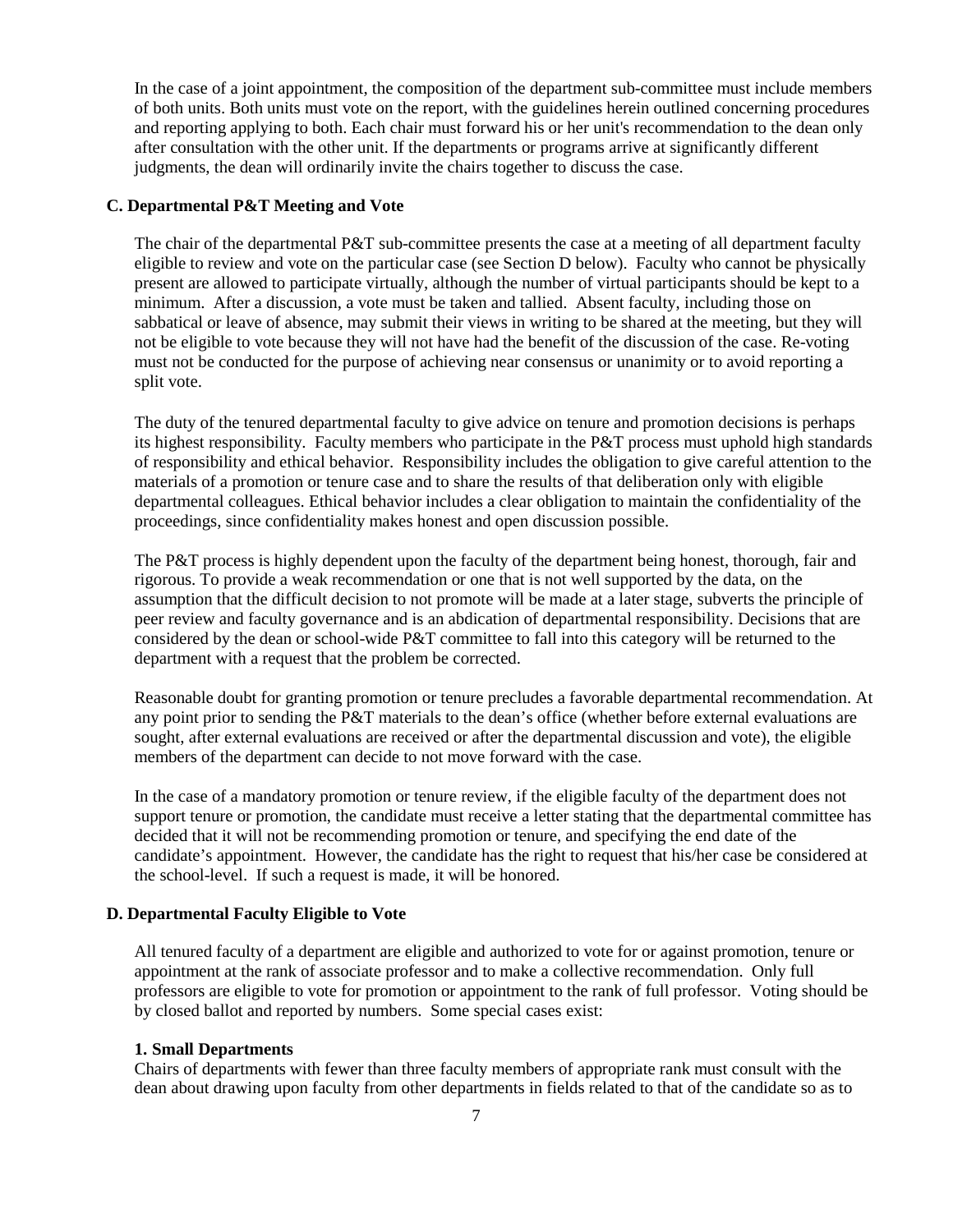In the case of a joint appointment, the composition of the department sub-committee must include members of both units. Both units must vote on the report, with the guidelines herein outlined concerning procedures and reporting applying to both. Each chair must forward his or her unit's recommendation to the dean only after consultation with the other unit. If the departments or programs arrive at significantly different judgments, the dean will ordinarily invite the chairs together to discuss the case.

### C. Departmental P&T Meeting and Vote

The chair of the departmental P&T sub-committee presents the case at a meeting of all department faculty eligible to review and vote on the particular case (see Section D below). Faculty who cannot be physically present are allowed to participate virtually, although the number of virtual participants should be kept to a minimum. After a discussion, a vote must be taken and tallied. Absent faculty, including those on sabbatical or leave of absence, may submit their views in writing to be shared at the meeting, but they will not be eligible to vote because they will not have had the benefit of the discussion of the case. Re-voting must not be conducted for the purpose of achieving near consensus or unanimity or to avoid reporting a split vote.

The duty of the tenured departmental faculty to give advice on tenure and promotion decisions is perhaps its highest responsibility. Faculty members who participate in the P&T process must uphold high standards of responsibility and ethical behavior. Responsibility includes the obligation to give careful attention to the materials of a promotion or tenure case and to share the results of that deliberation only with eligible departmental colleagues. Ethical behavior includes a clear obligation to maintain the confidentiality of the proceedings, since confidentiality makes honest and open discussion possible.

The P&T process is highly dependent upon the faculty of the department being honest, thorough, fair and rigorous. To provide a weak recommendation or one that is not well supported by the data, on the assumption that the difficult decision to not promote will be made at a later stage, subverts the principle of peer review and faculty governance and is an abdication of departmental responsibility. Decisions that are considered by the dean or school-wide P&T committee to fall into this category will be returned to the department with a request that the problem be corrected.

Reasonable doubt for granting promotion or tenure precludes a favorable departmental recommendation. At any point prior to sending the P&T materials to the dean's office (whether before external evaluations are sought, after external evaluations are received or after the departmental discussion and vote), the eligible members of the department can decide to not move forward with the case.

In the case of a mandatory promotion or tenure review, if the eligible faculty of the department does not support tenure or promotion, the candidate must receive a letter stating that the departmental committee has decided that it will not be recommending promotion or tenure, and specifying the end date of the candidate's appointment. However, the candidate has the right to request that his/her case be considered at the school-level. If such a request is made, it will be honored.

### D. Departmental Faculty Eligible to Vote

All tenured faculty of a department are eligible and authorized to vote for or against promotion, tenure or appointment at the rank of associate professor and to make a collective recommendation. Only full professors are eligible to vote for promotion or appointment to the rank of full professor. Voting should be by closed ballot and reported by numbers. Some special cases exist:

#### 1. Small Departments

Chairs of departments with fewer than three faculty members of appropriate rank must consult with the dean about drawing upon faculty from other departments in fields related to that of the candidate so as to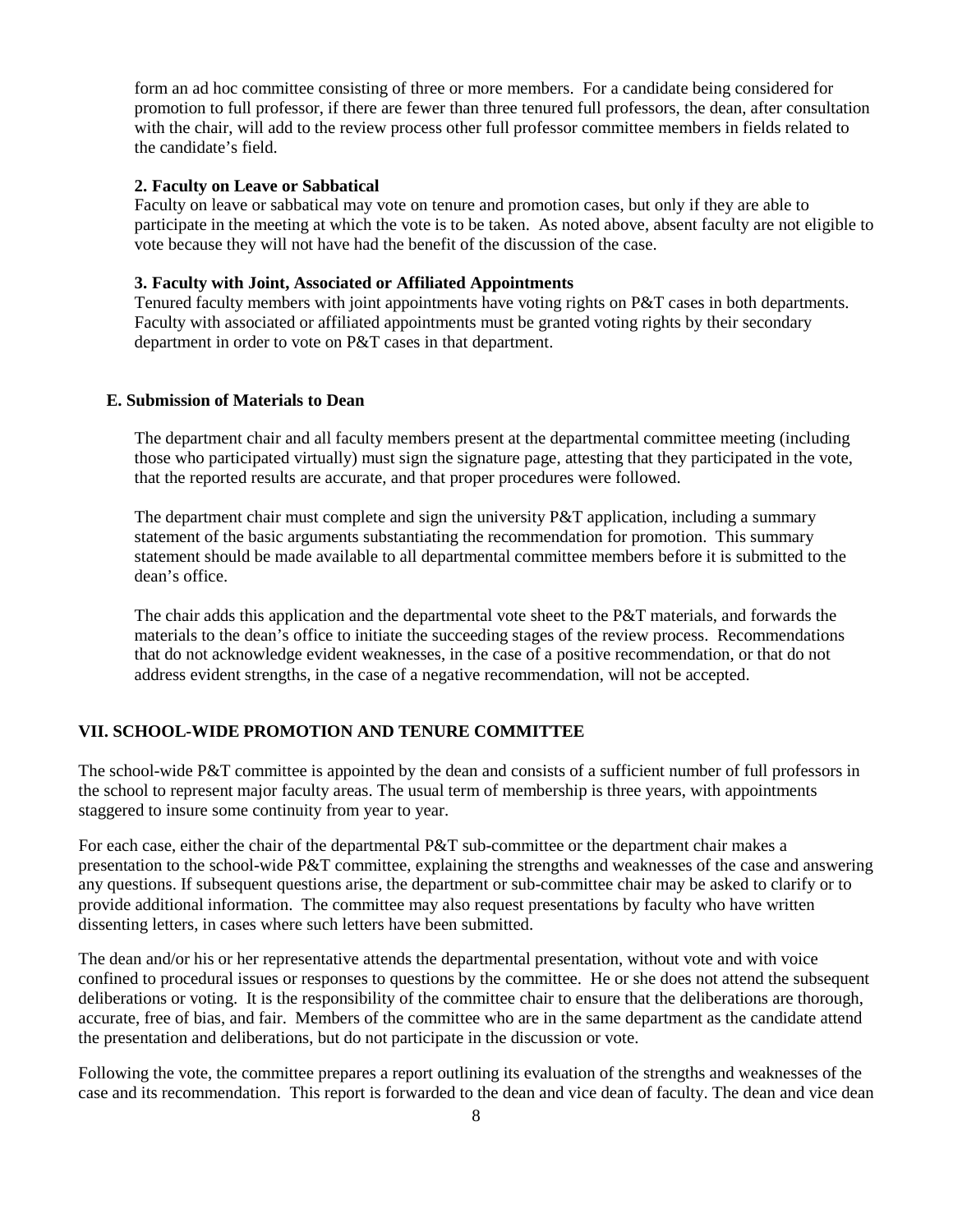form an ad hoc committee consisting of three or more members. For a candidate being considered for promotion to full professor, if there are fewer than three tenured full professors, the dean, after consultation with the chair, will add to the review process other full professor committee members in fields related to the candidate's field.

**2. Faculty on Leave or Sabbatical**

Faculty on leave or sabbatical may vote on tenure and promotion cases, but only if they are able to participate in the meeting at which the vote is to be taken. As noted above, absent faculty are not eligible to vote because they will not have had the benefit of the discussion of the case.

**3. Faculty with Joint, Associated or Affiliated Appointments**

Tenured faculty members with joint appointments have voting rights on P&T cases in both departments. Faculty with associated or affiliated appointments must be granted voting rights by their secondary department in order to vote on P&T cases in that department.

### E. Submission of Materials to Dean

The department chair and all faculty members present at the departmental committee meeting (including those who participated virtually) must sign the signature page, attesting that they participated in the vote, that the reported results are accurate, and that proper procedures were followed.

The department chair must complete and sign the university P&T application, including a summary statement of the basic arguments substantiating the recommendation for promotion. This summary statement should be made available to all departmental committee members before it is submitted to the dean's office.

The chair adds this application and the departmental vote sheet to the P&T materials, and forwards the materials to the dean's office to initiate the succeeding stages of the review process. Recommendations that do not acknowledge evident weaknesses, in the case of a positive recommendation, or that do not address evident strengths, in the case of a negative recommendation, will not be accepted.

## VII. SCHOOL-WIDE PROMOTION AND TENURE COMMITTEE

The school-wide P&T committee is appointed by the dean and consists of a sufficient number of full professors in the school to represent major faculty areas. The usual term of membership is three years, with appointments staggered to insure some continuity from year to year.

For each case, either the chair of the departmental P&T sub-committee or the department chair makes a presentation to the school-wide P&T committee, explaining the strengths and weaknesses of the case and answering any questions. If subsequent questions arise, the department or sub-committee chair may be asked to clarify or to provide additional information. The committee may also request presentations by faculty who have written dissenting letters, in cases where such letters have been submitted.

The dean and/or his or her representative attends the departmental presentation, without vote and with voice confined to procedural issues or responses to questions by the committee. He or she does not attend the subsequent deliberations or voting. It is the responsibility of the committee chair to ensure that the deliberations are thorough, accurate, free of bias, and fair. Members of the committee who are in the same department as the candidate attend the presentation and deliberations, but do not participate in the discussion or vote.

Following the vote, the committee prepares a report outlining its evaluation of the strengths and weaknesses of the case and its recommendation. This report is forwarded to the dean and vice dean of faculty. The dean and vice dean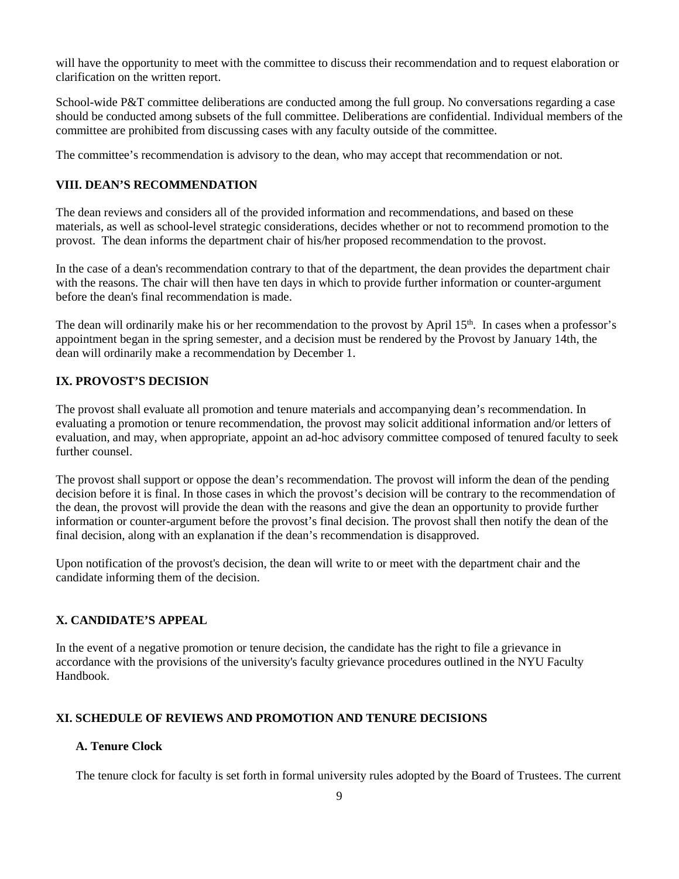will have the opportunity to meet with the committee to discuss their recommendation and to request elaboration or clarification on the written report.

School-wide P&T committee deliberations are conducted among the full group. No conversations regarding a case should be conducted among subsets of the full committee. Deliberations are confidential. Individual members of the committee are prohibited from discussing cases with any faculty outside of the committee.

The committee's recommendation is advisory to the dean, who may accept that recommendation or not.

## VIII. DEAN'S RECOMMENDATION

The dean reviews and considers all of the provided information and recommendations, and based on these materials, as well as school-level strategic considerations, decides whether or not to recommend promotion to the provost. The dean informs the department chair of his/her proposed recommendation to the provost.

In the case of a dean's recommendation contrary to that of the department, the dean provides the department chair with the reasons. The chair will then have ten days in which to provide further information or counter-argument before the dean's final recommendation is made.

The dean will ordinarily make his or her recommendation to the provost by April 15th. In cases when a professor's appointment began in the spring semester, and a decision must be rendered by the Provost by January 14th, the dean will ordinarily make a recommendation by December 1.

## IX. PROVOST'S DECISION

The provost shall evaluate all promotion and tenure materials and accompanying dean's recommendation. In evaluating a promotion or tenure recommendation, the provost may solicit additional information and/or letters of evaluation, and may, when appropriate, appoint an ad-hoc advisory committee composed of tenured faculty to seek further counsel.

The provost shall support or oppose the dean's recommendation. The provost will inform the dean of the pending decision before it is final. In those cases in which the provost's decision will be contrary to the recommendation of the dean, the provost will provide the dean with the reasons and give the dean an opportunity to provide further information or counter-argument before the provost's final decision. The provost shall then notify the dean of the final decision, along with an explanation if the dean's recommendation is disapproved.

Upon notification of the provost's decision, the dean will write to or meet with the department chair and the candidate informing them of the decision.

## X. CANDIDATE'S APPEAL

In the event of a negative promotion or tenure decision, the candidate has the right to file a grievance in accordance with the provisions of the university's faculty grievance procedures outlined in the NYU Faculty Handbook.

## XI. SCHEDULE OF REVIEWS AND PROMOTION AND TENURE DECISIONS

### A. Tenure Clock

The tenure clock for faculty is set forth in formal university rules adopted by the Board of Trustees. The current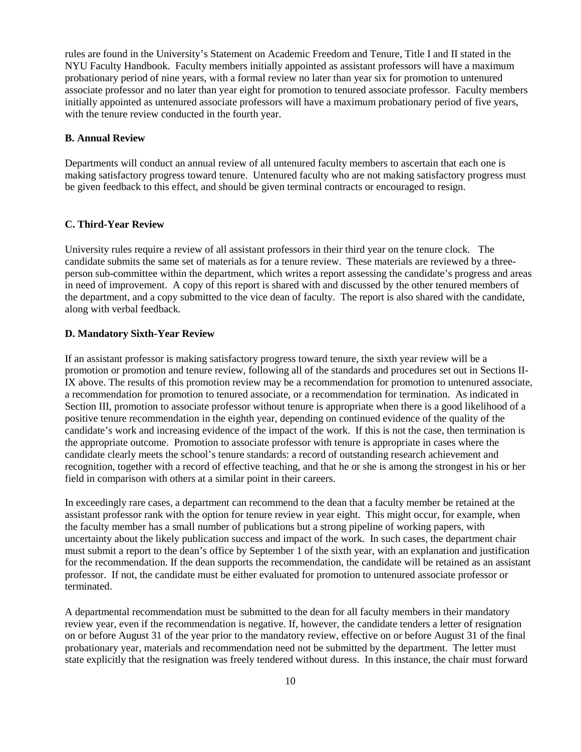rules are found in the University's Statement on Academic Freedom and Tenure, Title I and II stated in the NYU Faculty Handbook. Faculty members initially appointed as assistant professors will have a maximum probationary period of nine years, with a formal review no later than year six for promotion to untenured associate professor and no later than year eight for promotion to tenured associate professor. Faculty members initially appointed as untenured associate professors will have a maximum probationary period of five years, with the tenure review conducted in the fourth year.

**B. Annual Review**

Departments will conduct an annual review of all untenured faculty members to ascertain that each one is making satisfactory progress toward tenure. Untenured faculty who are not making satisfactory progress must be given feedback to this effect, and should be given terminal contracts or encouraged to resign.

**C. Third-Year Review**

University rules require a review of all assistant professors in their third year on the tenure clock. The candidate submits the same set of materials as for a tenure review. These materials are reviewed by a three-person sub-committee within the department, which writes a report assessing the candidate's progress and areas in need of improvement. A copy of this report is shared with and discussed by the other tenured members of the department, and a copy submitted to the vice dean of faculty. The report is also shared with the candidate, along with verbal feedback.

**D. Mandatory Sixth-Year Review**

If an assistant professor is making satisfactory progress toward tenure, the sixth year review will be a promotion or promotion and tenure review, following all of the standards and procedures set out in Sections II-IX above. The results of this promotion review may be a recommendation for promotion to untenured associate, a recommendation for promotion to tenured associate, or a recommendation for termination. As indicated in Section III, promotion to associate professor without tenure is appropriate when there is a good likelihood of a positive tenure recommendation in the eighth year, depending on continued evidence of the quality of the candidate's work and increasing evidence of the impact of the work. If this is not the case, then termination is the appropriate outcome. Promotion to associate professor with tenure is appropriate in cases where the candidate clearly meets the school's tenure standards: a record of outstanding research achievement and recognition, together with a record of effective teaching, and that he or she is among the strongest in his or her field in comparison with others at a similar point in their careers.

In exceedingly rare cases, a department can recommend to the dean that a faculty member be retained at the assistant professor rank with the option for tenure review in year eight. This might occur, for example, when the faculty member has a small number of publications but a strong pipeline of working papers, with uncertainty about the likely publication success and impact of the work. In such cases, the department chair must submit a report to the dean's office by September 1 of the sixth year, with an explanation and justification for the recommendation. If the dean supports the recommendation, the candidate will be retained as an assistant professor. If not, the candidate must be either evaluated for promotion to untenured associate professor or terminated.

A departmental recommendation must be submitted to the dean for all faculty members in their mandatory review year, even if the recommendation is negative. If, however, the candidate tenders a letter of resignation on or before August 31 of the year prior to the mandatory review, effective on or before August 31 of the final probationary year, materials and recommendation need not be submitted by the department. The letter must state explicitly that the resignation was freely tendered without duress. In this instance, the chair must forward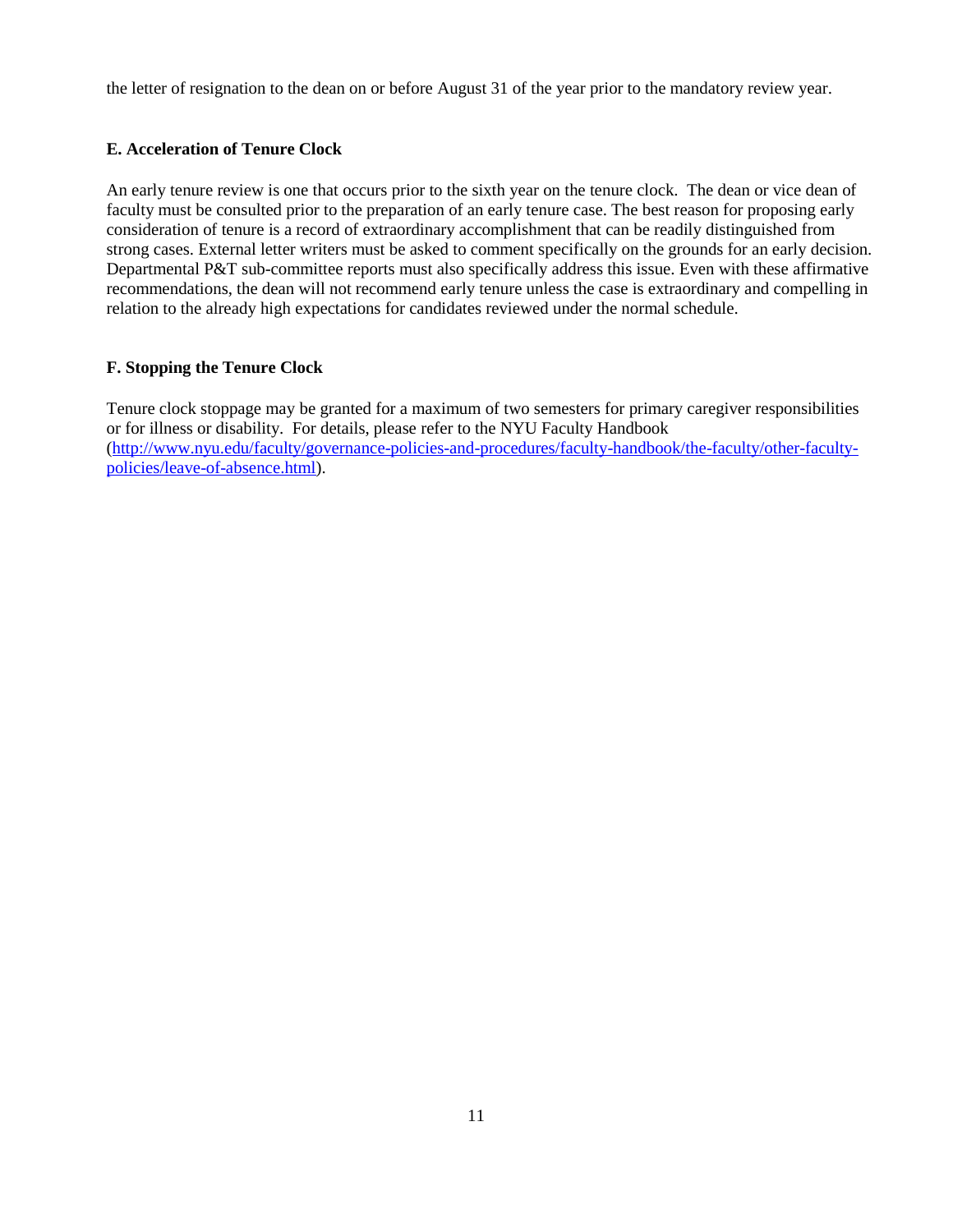the letter of resignation to the dean on or before August 31 of the year prior to the mandatory review year.

### E. Acceleration of Tenure Clock

An early tenure review is one that occurs prior to the sixth year on the tenure clock. The dean or vice dean of faculty must be consulted prior to the preparation of an early tenure case. The best reason for proposing early consideration of tenure is a record of extraordinary accomplishment that can be readily distinguished from strong cases. External letter writers must be asked to comment specifically on the grounds for an early decision. Departmental P&T sub-committee reports must also specifically address this issue. Even with these affirmative recommendations, the dean will not recommend early tenure unless the case is extraordinary and compelling in relation to the already high expectations for candidates reviewed under the normal schedule.

### F. Stopping the Tenure Clock

Tenure clock stoppage may be granted for a maximum of two semesters for primary caregiver responsibilities or for illness or disability. For details, please refer to the NYU Faculty Handbook ([http://www.nyu.edu/faculty/governance-policies-and-procedures/faculty-handbook/the-faculty/other-faculty-policies/leave-of-absence.html](http://www.nyu.edu/faculty/governance-policies-and-procedures/faculty-handbook/the-faculty/other-faculty-policies/leave-of-absence.html)).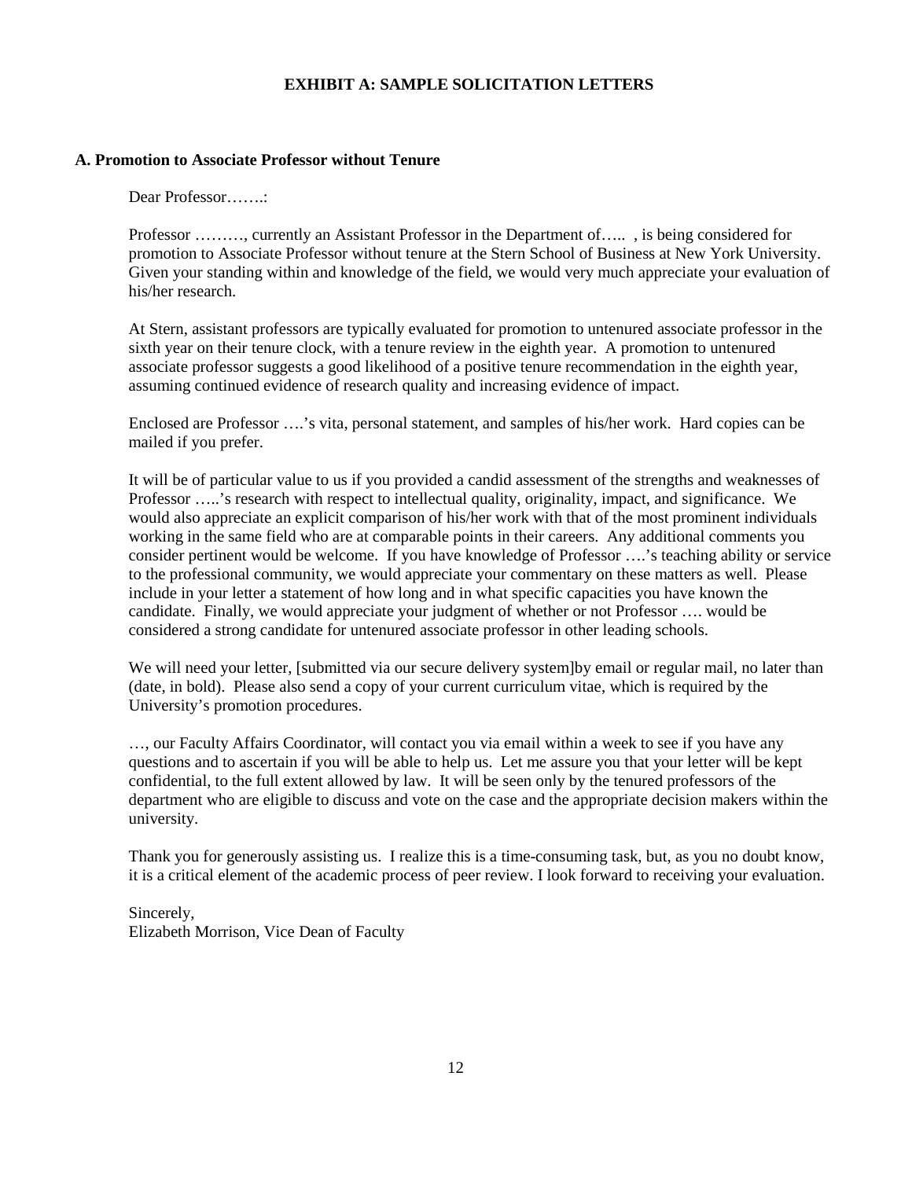# EXHIBIT A: SAMPLE SOLICITATION LETTERS

## A. Promotion to Associate Professor without Tenure

Dear Professor…….:

Professor ………, currently an Assistant Professor in the Department of….. , is being considered for promotion to Associate Professor without tenure at the Stern School of Business at New York University. Given your standing within and knowledge of the field, we would very much appreciate your evaluation of his/her research.

At Stern, assistant professors are typically evaluated for promotion to untenured associate professor in the sixth year on their tenure clock, with a tenure review in the eighth year. A promotion to untenured associate professor suggests a good likelihood of a positive tenure recommendation in the eighth year, assuming continued evidence of research quality and increasing evidence of impact.

Enclosed are Professor ….'s vita, personal statement, and samples of his/her work. Hard copies can be mailed if you prefer.

It will be of particular value to us if you provided a candid assessment of the strengths and weaknesses of Professor …..'s research with respect to intellectual quality, originality, impact, and significance. We would also appreciate an explicit comparison of his/her work with that of the most prominent individuals working in the same field who are at comparable points in their careers. Any additional comments you consider pertinent would be welcome. If you have knowledge of Professor ….'s teaching ability or service to the professional community, we would appreciate your commentary on these matters as well. Please include in your letter a statement of how long and in what specific capacities you have known the candidate. Finally, we would appreciate your judgment of whether or not Professor …. would be considered a strong candidate for untenured associate professor in other leading schools.

We will need your letter, [submitted via our secure delivery system]by email or regular mail, no later than (date, in bold). Please also send a copy of your current curriculum vitae, which is required by the University's promotion procedures.

…, our Faculty Affairs Coordinator, will contact you via email within a week to see if you have any questions and to ascertain if you will be able to help us. Let me assure you that your letter will be kept confidential, to the full extent allowed by law. It will be seen only by the tenured professors of the department who are eligible to discuss and vote on the case and the appropriate decision makers within the university.

Thank you for generously assisting us. I realize this is a time-consuming task, but, as you no doubt know, it is a critical element of the academic process of peer review. I look forward to receiving your evaluation.

Sincerely,
Elizabeth Morrison, Vice Dean of Faculty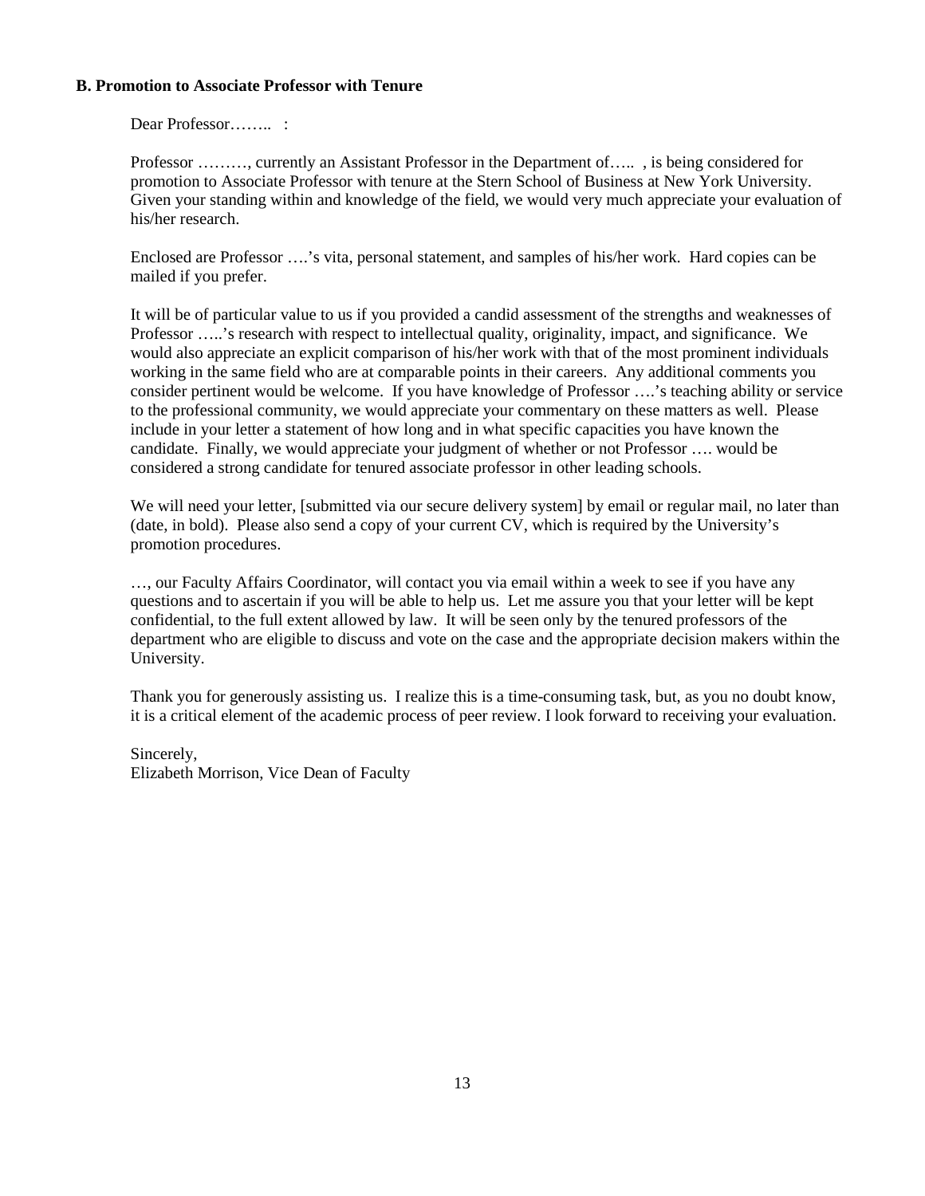**B. Promotion to Associate Professor with Tenure**

Dear Professor…….. :

Professor ………, currently an Assistant Professor in the Department of….. , is being considered for promotion to Associate Professor with tenure at the Stern School of Business at New York University. Given your standing within and knowledge of the field, we would very much appreciate your evaluation of his/her research.

Enclosed are Professor ….'s vita, personal statement, and samples of his/her work. Hard copies can be mailed if you prefer.

It will be of particular value to us if you provided a candid assessment of the strengths and weaknesses of Professor …..'s research with respect to intellectual quality, originality, impact, and significance. We would also appreciate an explicit comparison of his/her work with that of the most prominent individuals working in the same field who are at comparable points in their careers. Any additional comments you consider pertinent would be welcome. If you have knowledge of Professor ….'s teaching ability or service to the professional community, we would appreciate your commentary on these matters as well. Please include in your letter a statement of how long and in what specific capacities you have known the candidate. Finally, we would appreciate your judgment of whether or not Professor …. would be considered a strong candidate for tenured associate professor in other leading schools.

We will need your letter, [submitted via our secure delivery system] by email or regular mail, no later than (date, in bold). Please also send a copy of your current CV, which is required by the University's promotion procedures.

…, our Faculty Affairs Coordinator, will contact you via email within a week to see if you have any questions and to ascertain if you will be able to help us. Let me assure you that your letter will be kept confidential, to the full extent allowed by law. It will be seen only by the tenured professors of the department who are eligible to discuss and vote on the case and the appropriate decision makers within the University.

Thank you for generously assisting us. I realize this is a time-consuming task, but, as you no doubt know, it is a critical element of the academic process of peer review. I look forward to receiving your evaluation.

Sincerely,
Elizabeth Morrison, Vice Dean of Faculty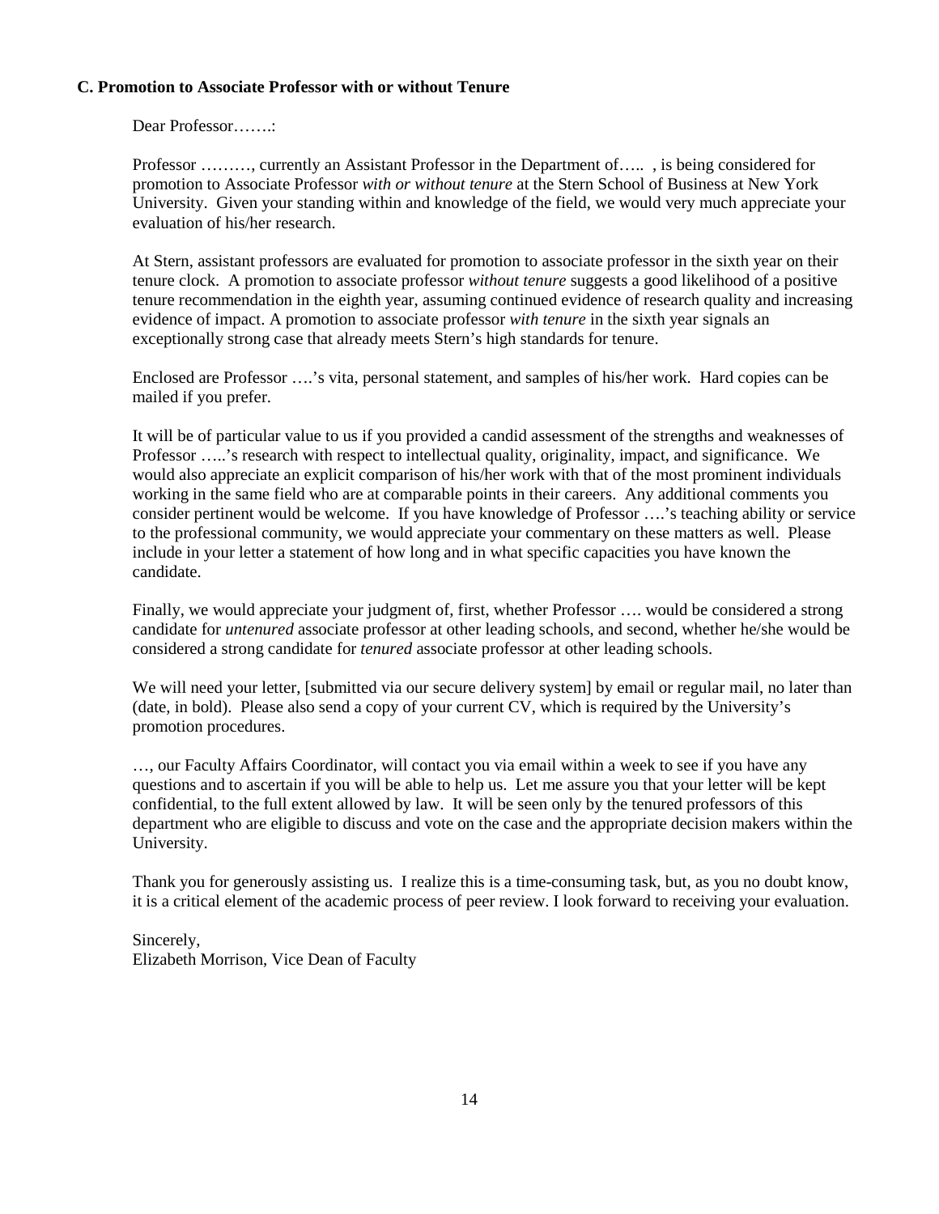### C. Promotion to Associate Professor with or without Tenure

Dear Professor…….:

Professor ………, currently an Assistant Professor in the Department of….. , is being considered for promotion to Associate Professor *with or without tenure* at the Stern School of Business at New York University. Given your standing within and knowledge of the field, we would very much appreciate your evaluation of his/her research.

At Stern, assistant professors are evaluated for promotion to associate professor in the sixth year on their tenure clock. A promotion to associate professor *without tenure* suggests a good likelihood of a positive tenure recommendation in the eighth year, assuming continued evidence of research quality and increasing evidence of impact. A promotion to associate professor *with tenure* in the sixth year signals an exceptionally strong case that already meets Stern's high standards for tenure.

Enclosed are Professor ….'s vita, personal statement, and samples of his/her work. Hard copies can be mailed if you prefer.

It will be of particular value to us if you provided a candid assessment of the strengths and weaknesses of Professor …..'s research with respect to intellectual quality, originality, impact, and significance. We would also appreciate an explicit comparison of his/her work with that of the most prominent individuals working in the same field who are at comparable points in their careers. Any additional comments you consider pertinent would be welcome. If you have knowledge of Professor ….'s teaching ability or service to the professional community, we would appreciate your commentary on these matters as well. Please include in your letter a statement of how long and in what specific capacities you have known the candidate.

Finally, we would appreciate your judgment of, first, whether Professor …. would be considered a strong candidate for *untenured* associate professor at other leading schools, and second, whether he/she would be considered a strong candidate for *tenured* associate professor at other leading schools.

We will need your letter, [submitted via our secure delivery system] by email or regular mail, no later than (date, in bold). Please also send a copy of your current CV, which is required by the University's promotion procedures.

…, our Faculty Affairs Coordinator, will contact you via email within a week to see if you have any questions and to ascertain if you will be able to help us. Let me assure you that your letter will be kept confidential, to the full extent allowed by law. It will be seen only by the tenured professors of this department who are eligible to discuss and vote on the case and the appropriate decision makers within the University.

Thank you for generously assisting us. I realize this is a time-consuming task, but, as you no doubt know, it is a critical element of the academic process of peer review. I look forward to receiving your evaluation.

Sincerely,
Elizabeth Morrison, Vice Dean of Faculty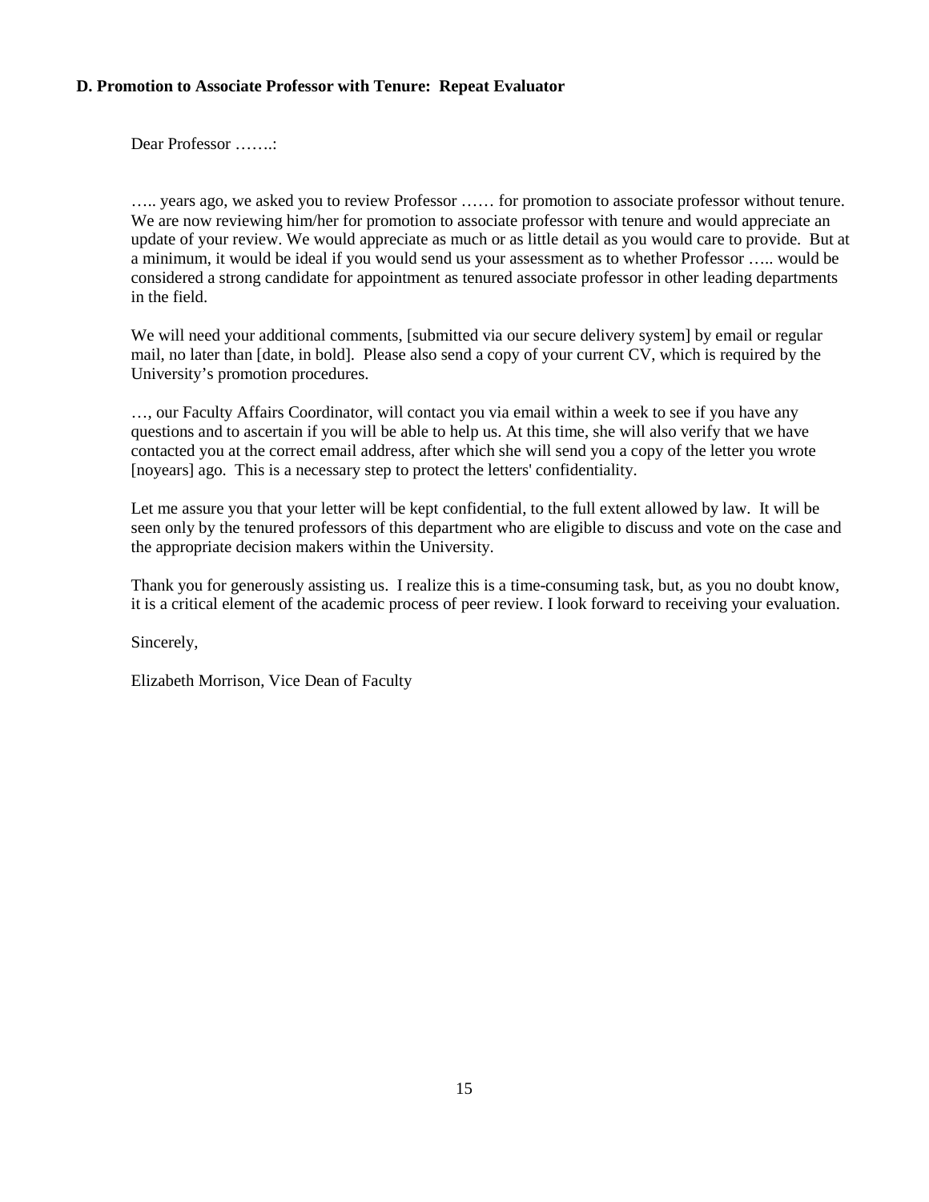**D. Promotion to Associate Professor with Tenure: Repeat Evaluator**

Dear Professor …….:

….. years ago, we asked you to review Professor …… for promotion to associate professor without tenure. We are now reviewing him/her for promotion to associate professor with tenure and would appreciate an update of your review. We would appreciate as much or as little detail as you would care to provide. But at a minimum, it would be ideal if you would send us your assessment as to whether Professor ….. would be considered a strong candidate for appointment as tenured associate professor in other leading departments in the field.

We will need your additional comments, [submitted via our secure delivery system] by email or regular mail, no later than [date, in bold]. Please also send a copy of your current CV, which is required by the University's promotion procedures.

…, our Faculty Affairs Coordinator, will contact you via email within a week to see if you have any questions and to ascertain if you will be able to help us. At this time, she will also verify that we have contacted you at the correct email address, after which she will send you a copy of the letter you wrote [noyears] ago. This is a necessary step to protect the letters' confidentiality.

Let me assure you that your letter will be kept confidential, to the full extent allowed by law. It will be seen only by the tenured professors of this department who are eligible to discuss and vote on the case and the appropriate decision makers within the University.

Thank you for generously assisting us. I realize this is a time-consuming task, but, as you no doubt know, it is a critical element of the academic process of peer review. I look forward to receiving your evaluation.

Sincerely,

Elizabeth Morrison, Vice Dean of Faculty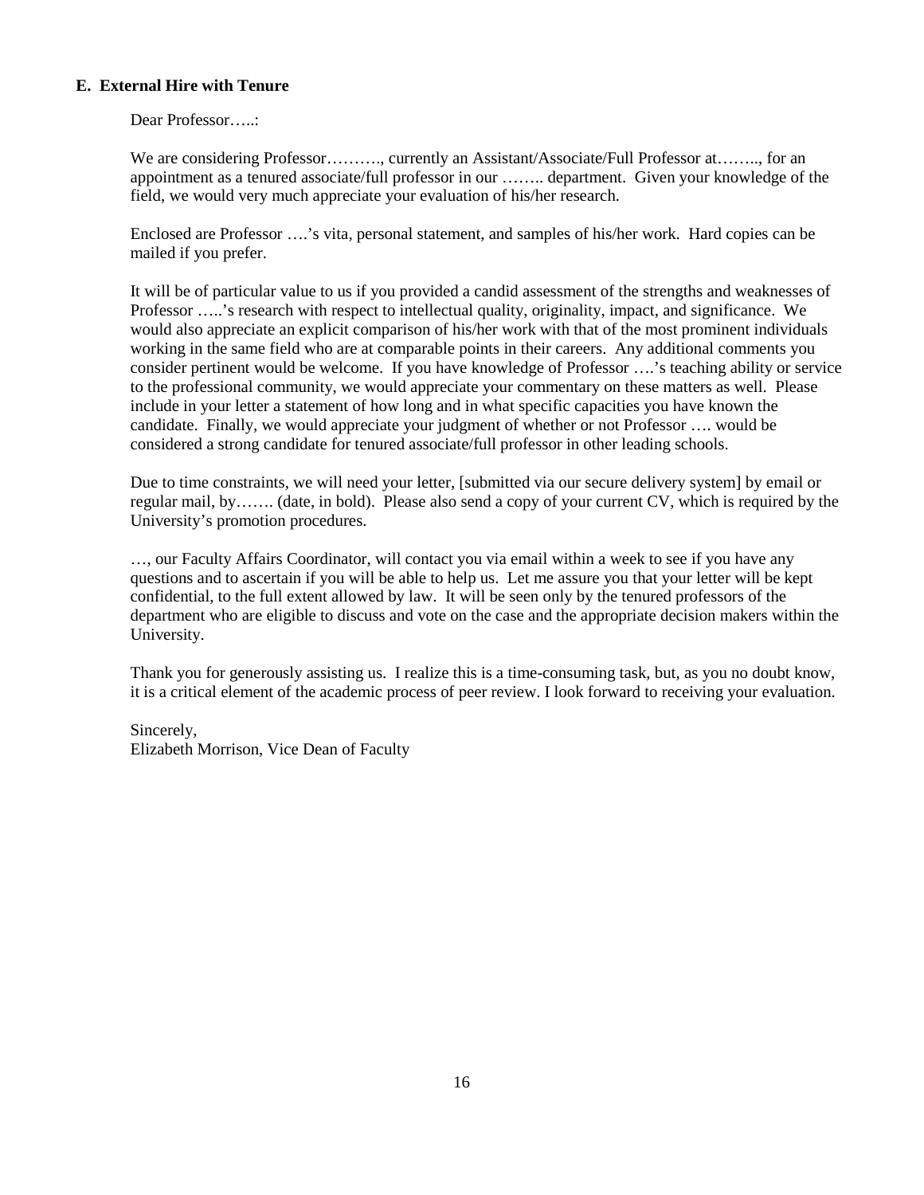### E. External Hire with Tenure

Dear Professor…..:

We are considering Professor………., currently an Assistant/Associate/Full Professor at…….., for an appointment as a tenured associate/full professor in our …….. department. Given your knowledge of the field, we would very much appreciate your evaluation of his/her research.

Enclosed are Professor ….'s vita, personal statement, and samples of his/her work. Hard copies can be mailed if you prefer.

It will be of particular value to us if you provided a candid assessment of the strengths and weaknesses of Professor …..'s research with respect to intellectual quality, originality, impact, and significance. We would also appreciate an explicit comparison of his/her work with that of the most prominent individuals working in the same field who are at comparable points in their careers. Any additional comments you consider pertinent would be welcome. If you have knowledge of Professor ….'s teaching ability or service to the professional community, we would appreciate your commentary on these matters as well. Please include in your letter a statement of how long and in what specific capacities you have known the candidate. Finally, we would appreciate your judgment of whether or not Professor …. would be considered a strong candidate for tenured associate/full professor in other leading schools.

Due to time constraints, we will need your letter, [submitted via our secure delivery system] by email or regular mail, by……. (date, in bold). Please also send a copy of your current CV, which is required by the University's promotion procedures.

…, our Faculty Affairs Coordinator, will contact you via email within a week to see if you have any questions and to ascertain if you will be able to help us. Let me assure you that your letter will be kept confidential, to the full extent allowed by law. It will be seen only by the tenured professors of the department who are eligible to discuss and vote on the case and the appropriate decision makers within the University.

Thank you for generously assisting us. I realize this is a time-consuming task, but, as you no doubt know, it is a critical element of the academic process of peer review. I look forward to receiving your evaluation.

Sincerely,
Elizabeth Morrison, Vice Dean of Faculty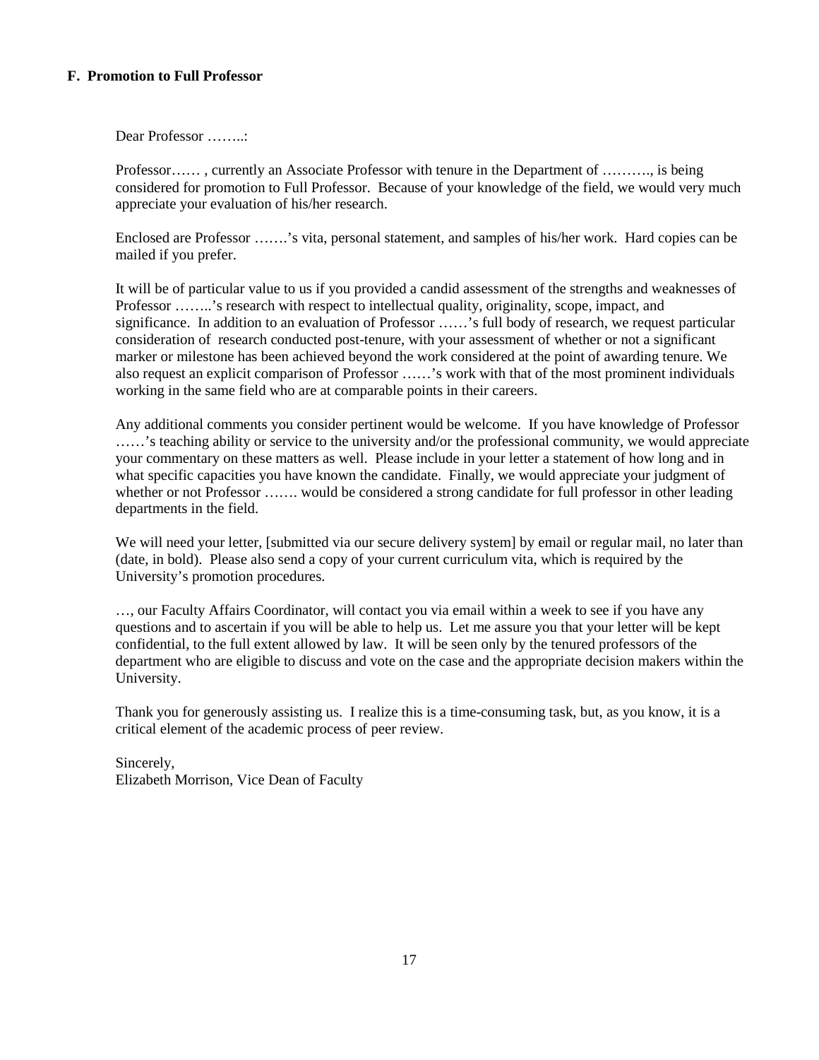**F. Promotion to Full Professor**

Dear Professor ……..:

Professor…… , currently an Associate Professor with tenure in the Department of ………., is being considered for promotion to Full Professor. Because of your knowledge of the field, we would very much appreciate your evaluation of his/her research.

Enclosed are Professor …….'s vita, personal statement, and samples of his/her work. Hard copies can be mailed if you prefer.

It will be of particular value to us if you provided a candid assessment of the strengths and weaknesses of Professor ……..'s research with respect to intellectual quality, originality, scope, impact, and significance. In addition to an evaluation of Professor ……'s full body of research, we request particular consideration of research conducted post-tenure, with your assessment of whether or not a significant marker or milestone has been achieved beyond the work considered at the point of awarding tenure. We also request an explicit comparison of Professor ……'s work with that of the most prominent individuals working in the same field who are at comparable points in their careers.

Any additional comments you consider pertinent would be welcome. If you have knowledge of Professor ……'s teaching ability or service to the university and/or the professional community, we would appreciate your commentary on these matters as well. Please include in your letter a statement of how long and in what specific capacities you have known the candidate. Finally, we would appreciate your judgment of whether or not Professor ……. would be considered a strong candidate for full professor in other leading departments in the field.

We will need your letter, [submitted via our secure delivery system] by email or regular mail, no later than (date, in bold). Please also send a copy of your current curriculum vita, which is required by the University's promotion procedures.

…, our Faculty Affairs Coordinator, will contact you via email within a week to see if you have any questions and to ascertain if you will be able to help us. Let me assure you that your letter will be kept confidential, to the full extent allowed by law. It will be seen only by the tenured professors of the department who are eligible to discuss and vote on the case and the appropriate decision makers within the University.

Thank you for generously assisting us. I realize this is a time-consuming task, but, as you know, it is a critical element of the academic process of peer review.

Sincerely,
Elizabeth Morrison, Vice Dean of Faculty